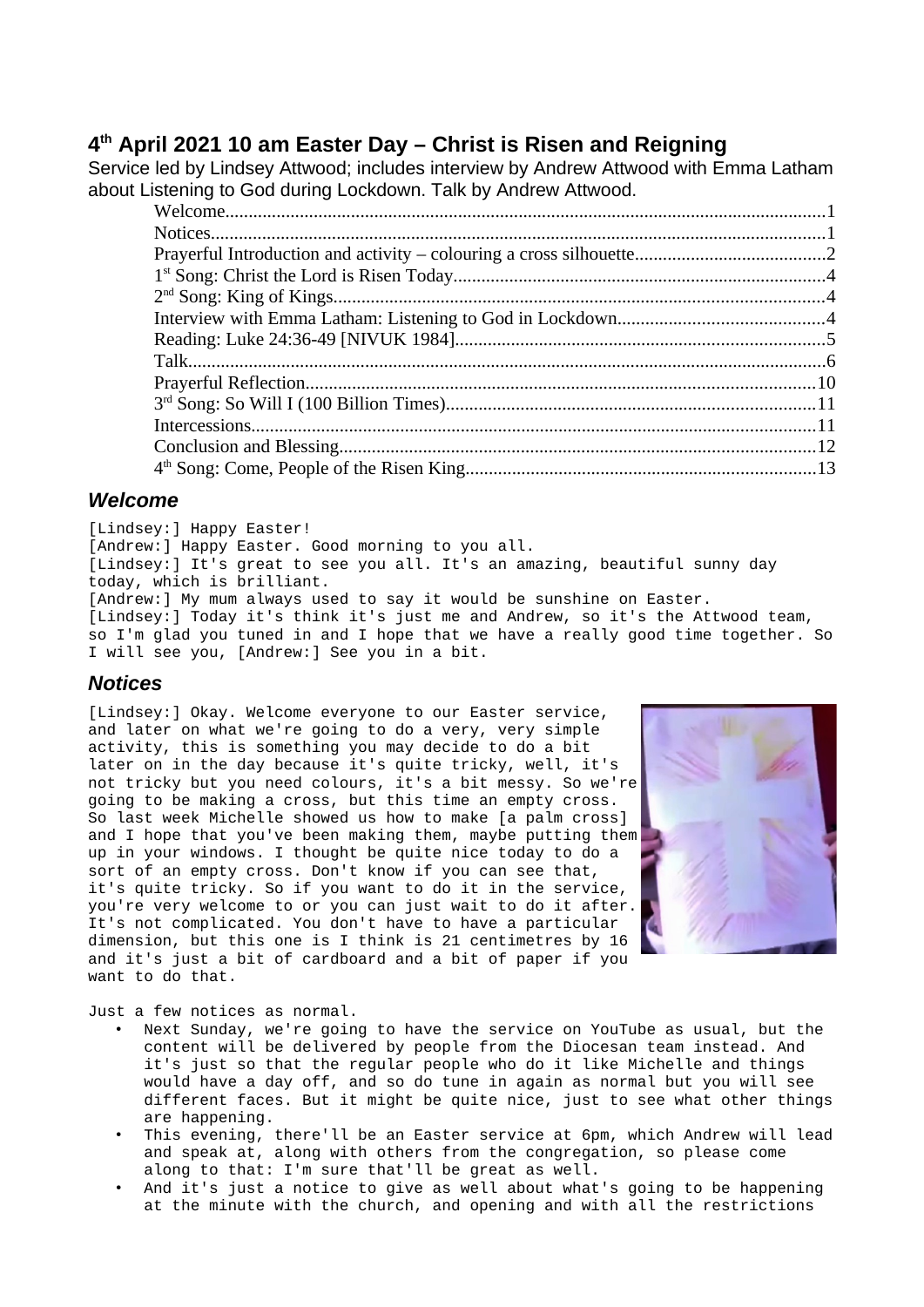# 4th April 2021 10 am Easter Day – Christ is Risen and Reigning

Service led by Lindsey Attwood; includes interview by Andrew Attwood with Emma Latham about Listening to God during Lockdown. Talk by Andrew Attwood.

- Welcome....1
- Notices....1
- Prayerful Introduction and activity – colouring a cross silhouette....2
- 1st Song: Christ the Lord is Risen Today....4
- 2nd Song: King of Kings....4
- Interview with Emma Latham: Listening to God in Lockdown....4
- Reading: Luke 24:36-49 [NIVUK 1984]....5
- Talk....6
- Prayerful Reflection....10
- 3rd Song: So Will I (100 Billion Times)....11
- Intercessions....11
- Conclusion and Blessing....12
- 4th Song: Come, People of the Risen King....13

## *Welcome*

[Lindsey:] Happy Easter!
[Andrew:] Happy Easter. Good morning to you all.
[Lindsey:] It's great to see you all. It's an amazing, beautiful sunny day today, which is brilliant.
[Andrew:] My mum always used to say it would be sunshine on Easter.
[Lindsey:] Today it's think it's just me and Andrew, so it's the Attwood team, so I'm glad you tuned in and I hope that we have a really good time together. So I will see you, [Andrew:] See you in a bit.

## *Notices*

[Lindsey:] Okay. Welcome everyone to our Easter service, and later on what we're going to do a very, very simple activity, this is something you may decide to do a bit later on in the day because it's quite tricky, well, it's not tricky but you need colours, it's a bit messy. So we're going to be making a cross, but this time an empty cross. So last week Michelle showed us how to make [a palm cross] and I hope that you've been making them, maybe putting them up in your windows. I thought be quite nice today to do a sort of an empty cross. Don't know if you can see that, it's quite tricky. So if you want to do it in the service, you're very welcome to or you can just wait to do it after. It's not complicated. You don't have to have a particular dimension, but this one is I think is 21 centimetres by 16 and it's just a bit of cardboard and a bit of paper if you want to do that.

Just a few notices as normal.

- Next Sunday, we're going to have the service on YouTube as usual, but the content will be delivered by people from the Diocesan team instead. And it's just so that the regular people who do it like Michelle and things would have a day off, and so do tune in again as normal but you will see different faces. But it might be quite nice, just to see what other things are happening.
- This evening, there'll be an Easter service at 6pm, which Andrew will lead and speak at, along with others from the congregation, so please come along to that: I'm sure that'll be great as well.
- And it's just a notice to give as well about what's going to be happening at the minute with the church, and opening and with all the restrictions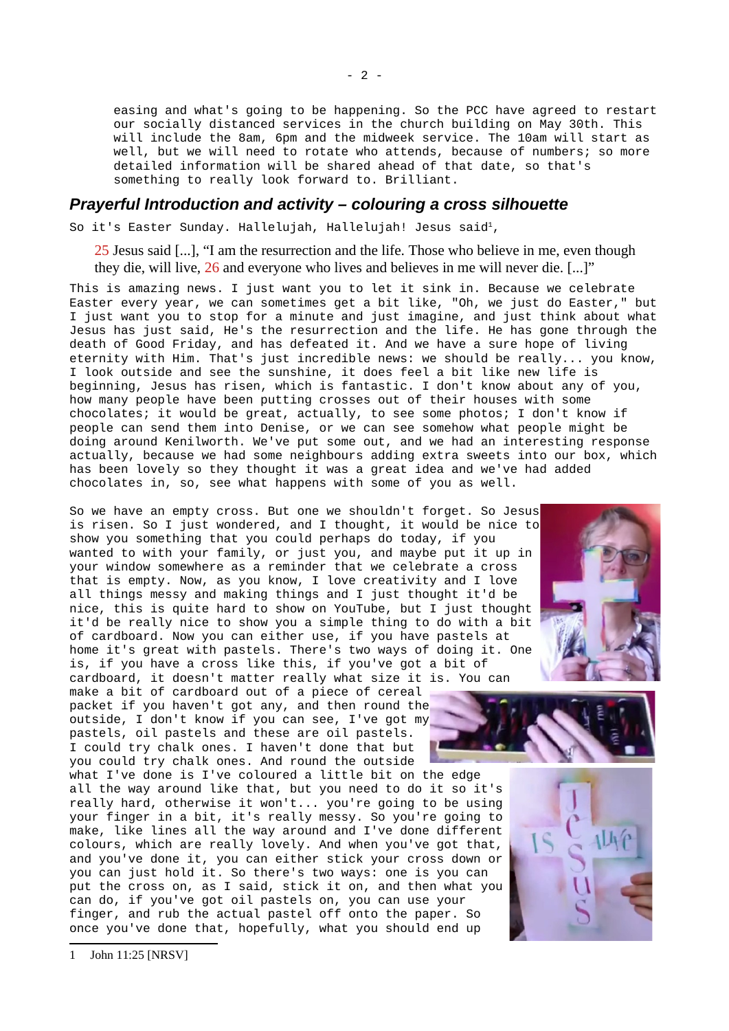easing and what's going to be happening. So the PCC have agreed to restart our socially distanced services in the church building on May 30th. This will include the 8am, 6pm and the midweek service. The 10am will start as well, but we will need to rotate who attends, because of numbers; so more detailed information will be shared ahead of that date, so that's something to really look forward to. Brilliant.

## *Prayerful Introduction and activity – colouring a cross silhouette*

So it's Easter Sunday. Hallelujah, Hallelujah! Jesus said[1],

> 25 Jesus said [...], "I am the resurrection and the life. Those who believe in me, even though they die, will live, 26 and everyone who lives and believes in me will never die. [...]"

This is amazing news. I just want you to let it sink in. Because we celebrate Easter every year, we can sometimes get a bit like, "Oh, we just do Easter," but I just want you to stop for a minute and just imagine, and just think about what Jesus has just said, He's the resurrection and the life. He has gone through the death of Good Friday, and has defeated it. And we have a sure hope of living eternity with Him. That's just incredible news: we should be really... you know, I look outside and see the sunshine, it does feel a bit like new life is beginning, Jesus has risen, which is fantastic. I don't know about any of you, how many people have been putting crosses out of their houses with some chocolates; it would be great, actually, to see some photos; I don't know if people can send them into Denise, or we can see somehow what people might be doing around Kenilworth. We've put some out, and we had an interesting response actually, because we had some neighbours adding extra sweets into our box, which has been lovely so they thought it was a great idea and we've had added chocolates in, so, see what happens with some of you as well.

So we have an empty cross. But one we shouldn't forget. So Jesus is risen. So I just wondered, and I thought, it would be nice to show you something that you could perhaps do today, if you wanted to with your family, or just you, and maybe put it up in your window somewhere as a reminder that we celebrate a cross that is empty. Now, as you know, I love creativity and I love all things messy and making things and I just thought it'd be nice, this is quite hard to show on YouTube, but I just thought it'd be really nice to show you a simple thing to do with a bit of cardboard. Now you can either use, if you have pastels at home it's great with pastels. There's two ways of doing it. One is, if you have a cross like this, if you've got a bit of cardboard, it doesn't matter really what size it is. You can make a bit of cardboard out of a piece of cereal packet if you haven't got any, and then round the outside, I don't know if you can see, I've got my pastels, oil pastels and these are oil pastels. I could try chalk ones. I haven't done that but you could try chalk ones. And round the outside what I've done is I've coloured a little bit on the edge all the way around like that, but you need to do it so it's really hard, otherwise it won't... you're going to be using your finger in a bit, it's really messy. So you're going to make, like lines all the way around and I've done different colours, which are really lovely. And when you've got that, and you've done it, you can either stick your cross down or you can just hold it. So there's two ways: one is you can put the cross on, as I said, stick it on, and then what you can do, if you've got oil pastels on, you can use your finger, and rub the actual pastel off onto the paper. So once you've done that, hopefully, what you should end up

---

1 John 11:25 [NRSV]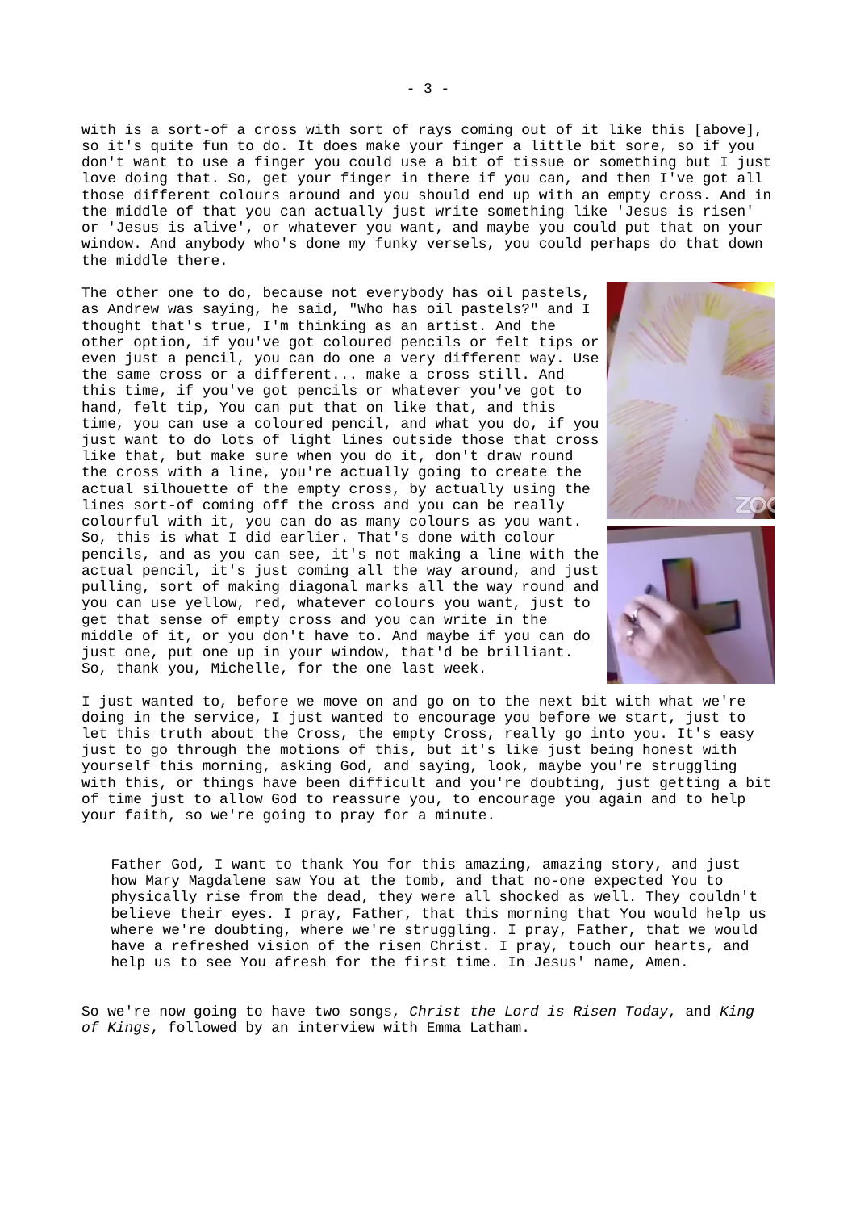with is a sort-of a cross with sort of rays coming out of it like this [above], so it's quite fun to do. It does make your finger a little bit sore, so if you don't want to use a finger you could use a bit of tissue or something but I just love doing that. So, get your finger in there if you can, and then I've got all those different colours around and you should end up with an empty cross. And in the middle of that you can actually just write something like 'Jesus is risen' or 'Jesus is alive', or whatever you want, and maybe you could put that on your window. And anybody who's done my funky versels, you could perhaps do that down the middle there.

The other one to do, because not everybody has oil pastels, as Andrew was saying, he said, "Who has oil pastels?" and I thought that's true, I'm thinking as an artist. And the other option, if you've got coloured pencils or felt tips or even just a pencil, you can do one a very different way. Use the same cross or a different... make a cross still. And this time, if you've got pencils or whatever you've got to hand, felt tip, You can put that on like that, and this time, you can use a coloured pencil, and what you do, if you just want to do lots of light lines outside those that cross like that, but make sure when you do it, don't draw round the cross with a line, you're actually going to create the actual silhouette of the empty cross, by actually using the lines sort-of coming off the cross and you can be really colourful with it, you can do as many colours as you want. So, this is what I did earlier. That's done with colour pencils, and as you can see, it's not making a line with the actual pencil, it's just coming all the way around, and just pulling, sort of making diagonal marks all the way round and you can use yellow, red, whatever colours you want, just to get that sense of empty cross and you can write in the middle of it, or you don't have to. And maybe if you can do just one, put one up in your window, that'd be brilliant. So, thank you, Michelle, for the one last week.

I just wanted to, before we move on and go on to the next bit with what we're doing in the service, I just wanted to encourage you before we start, just to let this truth about the Cross, the empty Cross, really go into you. It's easy just to go through the motions of this, but it's like just being honest with yourself this morning, asking God, and saying, look, maybe you're struggling with this, or things have been difficult and you're doubting, just getting a bit of time just to allow God to reassure you, to encourage you again and to help your faith, so we're going to pray for a minute.

> Father God, I want to thank You for this amazing, amazing story, and just how Mary Magdalene saw You at the tomb, and that no-one expected You to physically rise from the dead, they were all shocked as well. They couldn't believe their eyes. I pray, Father, that this morning that You would help us where we're doubting, where we're struggling. I pray, Father, that we would have a refreshed vision of the risen Christ. I pray, touch our hearts, and help us to see You afresh for the first time. In Jesus' name, Amen.

So we're now going to have two songs, *Christ the Lord is Risen Today*, and *King of Kings*, followed by an interview with Emma Latham.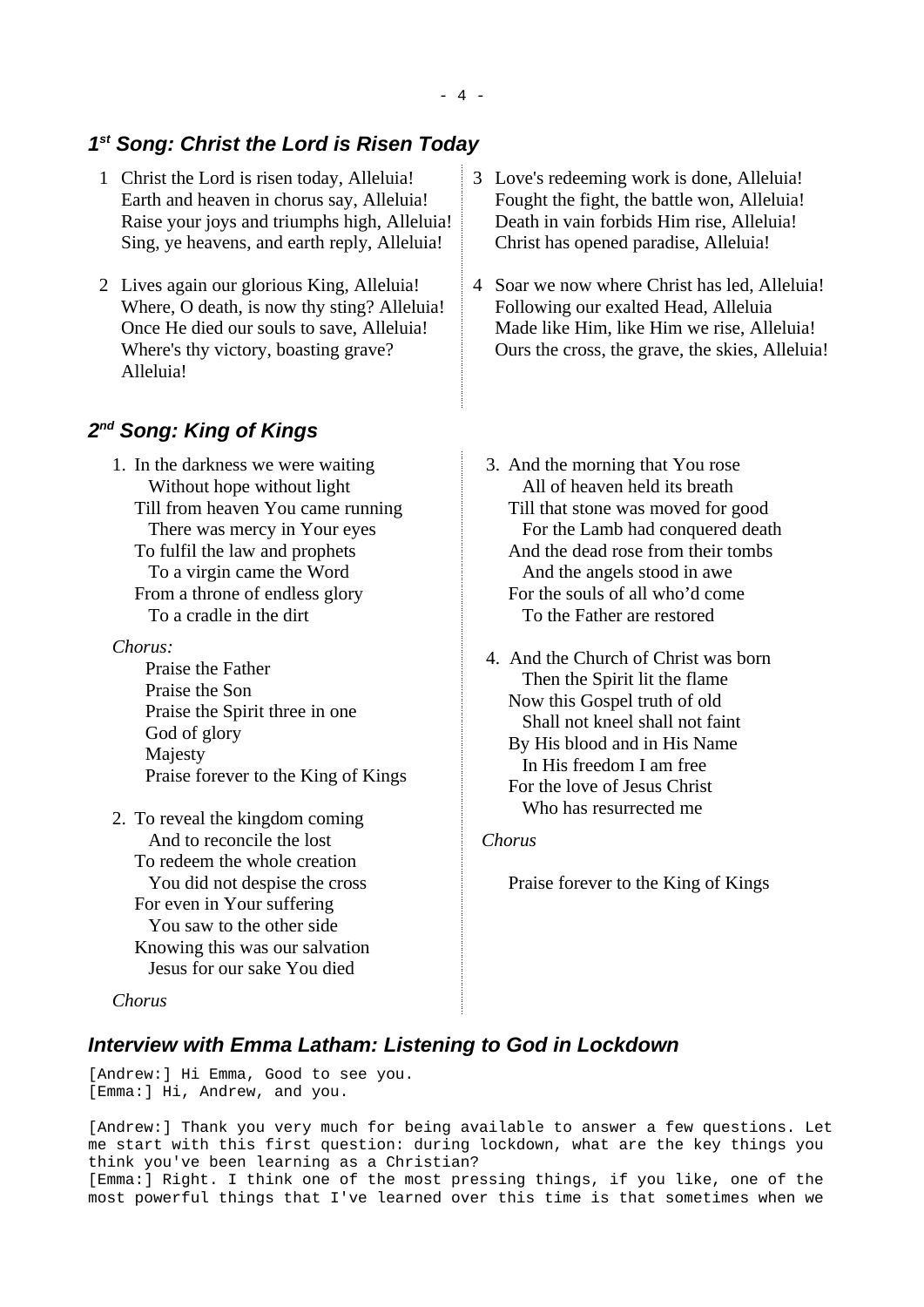## 1st Song: Christ the Lord is Risen Today

1 Christ the Lord is risen today, Alleluia!
Earth and heaven in chorus say, Alleluia!
Raise your joys and triumphs high, Alleluia!
Sing, ye heavens, and earth reply, Alleluia!

2 Lives again our glorious King, Alleluia!
Where, O death, is now thy sting? Alleluia!
Once He died our souls to save, Alleluia!
Where's thy victory, boasting grave?
Alleluia!

3 Love's redeeming work is done, Alleluia!
Fought the fight, the battle won, Alleluia!
Death in vain forbids Him rise, Alleluia!
Christ has opened paradise, Alleluia!

4 Soar we now where Christ has led, Alleluia!
Following our exalted Head, Alleluia
Made like Him, like Him we rise, Alleluia!
Ours the cross, the grave, the skies, Alleluia!

## 2nd Song: King of Kings

1. In the darkness we were waiting
Without hope without light
Till from heaven You came running
There was mercy in Your eyes
To fulfil the law and prophets
To a virgin came the Word
From a throne of endless glory
To a cradle in the dirt

*Chorus:*
Praise the Father
Praise the Son
Praise the Spirit three in one
God of glory
Majesty
Praise forever to the King of Kings

2. To reveal the kingdom coming
And to reconcile the lost
To redeem the whole creation
You did not despise the cross
For even in Your suffering
You saw to the other side
Knowing this was our salvation
Jesus for our sake You died

*Chorus*

3. And the morning that You rose
All of heaven held its breath
Till that stone was moved for good
For the Lamb had conquered death
And the dead rose from their tombs
And the angels stood in awe
For the souls of all who'd come
To the Father are restored

4. And the Church of Christ was born
Then the Spirit lit the flame
Now this Gospel truth of old
Shall not kneel shall not faint
By His blood and in His Name
In His freedom I am free
For the love of Jesus Christ
Who has resurrected me

*Chorus*

Praise forever to the King of Kings

## Interview with Emma Latham: Listening to God in Lockdown

[Andrew:] Hi Emma, Good to see you.
[Emma:] Hi, Andrew, and you.

[Andrew:] Thank you very much for being available to answer a few questions. Let me start with this first question: during lockdown, what are the key things you think you've been learning as a Christian?
[Emma:] Right. I think one of the most pressing things, if you like, one of the most powerful things that I've learned over this time is that sometimes when we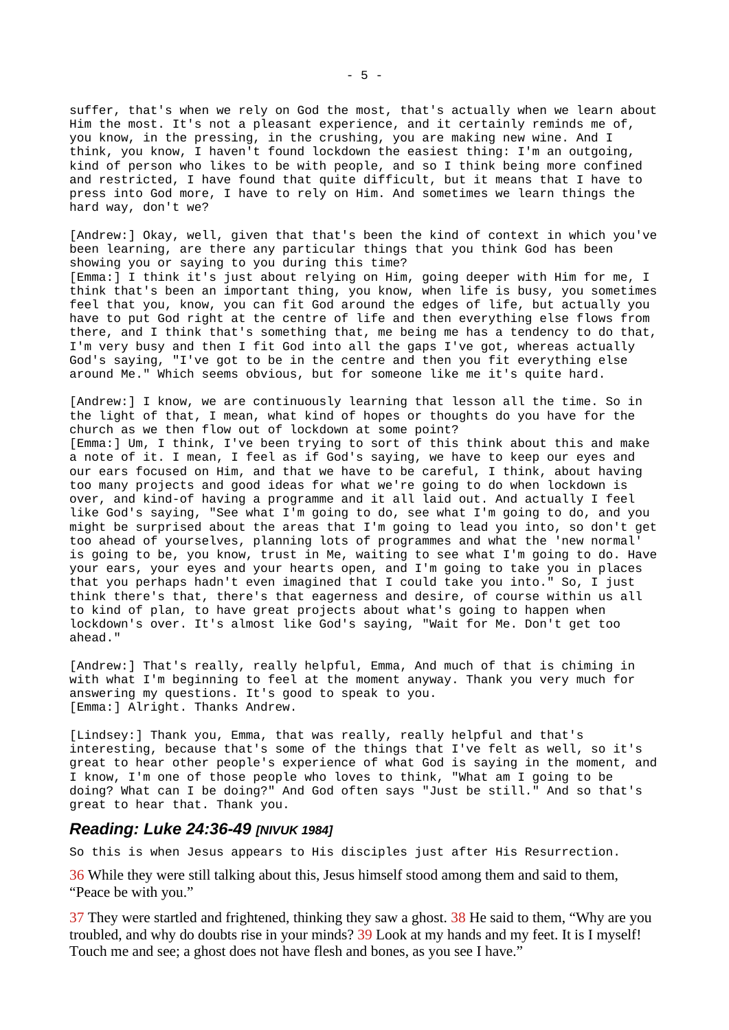suffer, that's when we rely on God the most, that's actually when we learn about Him the most. It's not a pleasant experience, and it certainly reminds me of, you know, in the pressing, in the crushing, you are making new wine. And I think, you know, I haven't found lockdown the easiest thing: I'm an outgoing, kind of person who likes to be with people, and so I think being more confined and restricted, I have found that quite difficult, but it means that I have to press into God more, I have to rely on Him. And sometimes we learn things the hard way, don't we?

[Andrew:] Okay, well, given that that's been the kind of context in which you've been learning, are there any particular things that you think God has been showing you or saying to you during this time?
[Emma:] I think it's just about relying on Him, going deeper with Him for me, I think that's been an important thing, you know, when life is busy, you sometimes feel that you, know, you can fit God around the edges of life, but actually you have to put God right at the centre of life and then everything else flows from there, and I think that's something that, me being me has a tendency to do that, I'm very busy and then I fit God into all the gaps I've got, whereas actually God's saying, "I've got to be in the centre and then you fit everything else around Me." Which seems obvious, but for someone like me it's quite hard.

[Andrew:] I know, we are continuously learning that lesson all the time. So in the light of that, I mean, what kind of hopes or thoughts do you have for the church as we then flow out of lockdown at some point?
[Emma:] Um, I think, I've been trying to sort of this think about this and make a note of it. I mean, I feel as if God's saying, we have to keep our eyes and our ears focused on Him, and that we have to be careful, I think, about having too many projects and good ideas for what we're going to do when lockdown is over, and kind-of having a programme and it all laid out. And actually I feel like God's saying, "See what I'm going to do, see what I'm going to do, and you might be surprised about the areas that I'm going to lead you into, so don't get too ahead of yourselves, planning lots of programmes and what the 'new normal' is going to be, you know, trust in Me, waiting to see what I'm going to do. Have your ears, your eyes and your hearts open, and I'm going to take you in places that you perhaps hadn't even imagined that I could take you into." So, I just think there's that, there's that eagerness and desire, of course within us all to kind of plan, to have great projects about what's going to happen when lockdown's over. It's almost like God's saying, "Wait for Me. Don't get too ahead."

[Andrew:] That's really, really helpful, Emma, And much of that is chiming in with what I'm beginning to feel at the moment anyway. Thank you very much for answering my questions. It's good to speak to you.
[Emma:] Alright. Thanks Andrew.

[Lindsey:] Thank you, Emma, that was really, really helpful and that's interesting, because that's some of the things that I've felt as well, so it's great to hear other people's experience of what God is saying in the moment, and I know, I'm one of those people who loves to think, "What am I going to be doing? What can I be doing?" And God often says "Just be still." And so that's great to hear that. Thank you.

## *Reading: Luke 24:36-49 [NIVUK 1984]*

So this is when Jesus appears to His disciples just after His Resurrection.

36 While they were still talking about this, Jesus himself stood among them and said to them, "Peace be with you."

37 They were startled and frightened, thinking they saw a ghost. 38 He said to them, "Why are you troubled, and why do doubts rise in your minds? 39 Look at my hands and my feet. It is I myself! Touch me and see; a ghost does not have flesh and bones, as you see I have."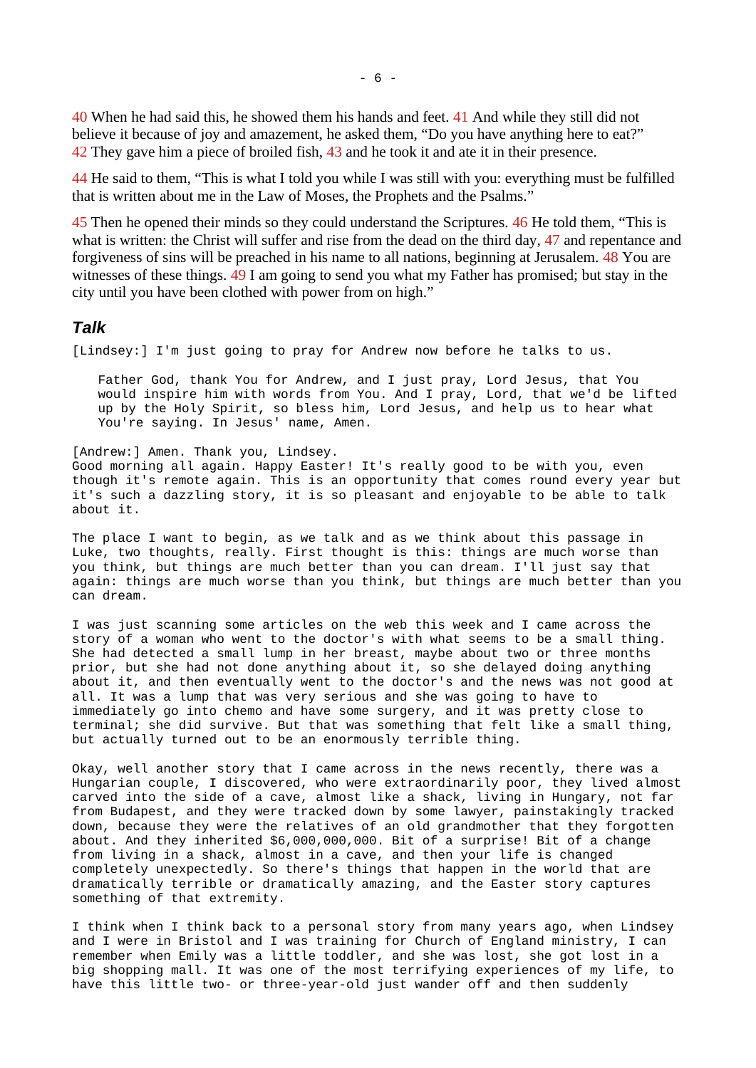40 When he had said this, he showed them his hands and feet. 41 And while they still did not believe it because of joy and amazement, he asked them, "Do you have anything here to eat?" 42 They gave him a piece of broiled fish, 43 and he took it and ate it in their presence.

44 He said to them, "This is what I told you while I was still with you: everything must be fulfilled that is written about me in the Law of Moses, the Prophets and the Psalms."

45 Then he opened their minds so they could understand the Scriptures. 46 He told them, "This is what is written: the Christ will suffer and rise from the dead on the third day, 47 and repentance and forgiveness of sins will be preached in his name to all nations, beginning at Jerusalem. 48 You are witnesses of these things. 49 I am going to send you what my Father has promised; but stay in the city until you have been clothed with power from on high."

### *Talk*

[Lindsey:] I'm just going to pray for Andrew now before he talks to us.

> Father God, thank You for Andrew, and I just pray, Lord Jesus, that You would inspire him with words from You. And I pray, Lord, that we'd be lifted up by the Holy Spirit, so bless him, Lord Jesus, and help us to hear what You're saying. In Jesus' name, Amen.

[Andrew:] Amen. Thank you, Lindsey.
Good morning all again. Happy Easter! It's really good to be with you, even though it's remote again. This is an opportunity that comes round every year but it's such a dazzling story, it is so pleasant and enjoyable to be able to talk about it.

The place I want to begin, as we talk and as we think about this passage in Luke, two thoughts, really. First thought is this: things are much worse than you think, but things are much better than you can dream. I'll just say that again: things are much worse than you think, but things are much better than you can dream.

I was just scanning some articles on the web this week and I came across the story of a woman who went to the doctor's with what seems to be a small thing. She had detected a small lump in her breast, maybe about two or three months prior, but she had not done anything about it, so she delayed doing anything about it, and then eventually went to the doctor's and the news was not good at all. It was a lump that was very serious and she was going to have to immediately go into chemo and have some surgery, and it was pretty close to terminal; she did survive. But that was something that felt like a small thing, but actually turned out to be an enormously terrible thing.

Okay, well another story that I came across in the news recently, there was a Hungarian couple, I discovered, who were extraordinarily poor, they lived almost carved into the side of a cave, almost like a shack, living in Hungary, not far from Budapest, and they were tracked down by some lawyer, painstakingly tracked down, because they were the relatives of an old grandmother that they forgotten about. And they inherited $6,000,000,000. Bit of a surprise! Bit of a change from living in a shack, almost in a cave, and then your life is changed completely unexpectedly. So there's things that happen in the world that are dramatically terrible or dramatically amazing, and the Easter story captures something of that extremity.

I think when I think back to a personal story from many years ago, when Lindsey and I were in Bristol and I was training for Church of England ministry, I can remember when Emily was a little toddler, and she was lost, she got lost in a big shopping mall. It was one of the most terrifying experiences of my life, to have this little two- or three-year-old just wander off and then suddenly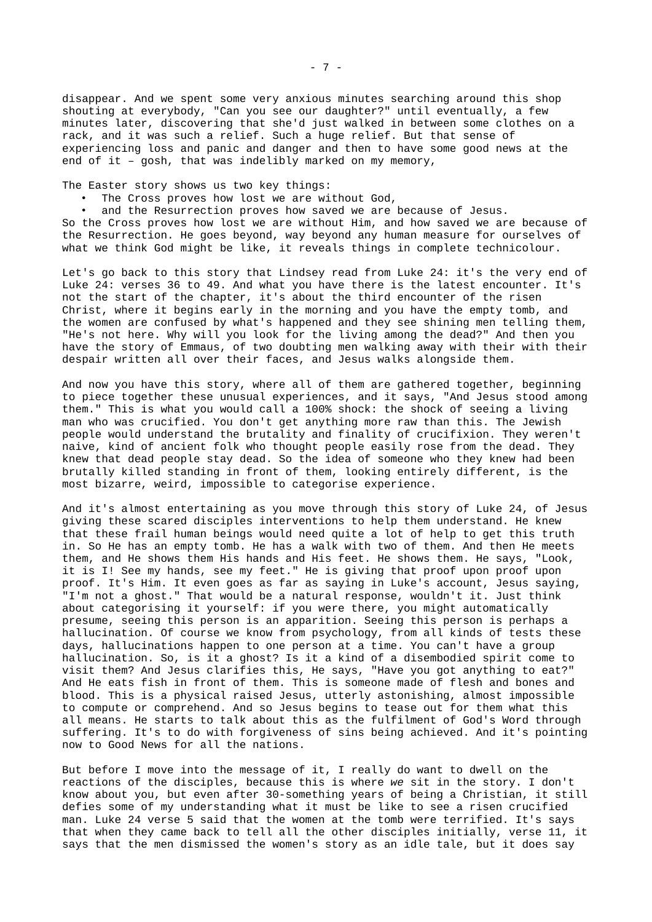disappear. And we spent some very anxious minutes searching around this shop shouting at everybody, "Can you see our daughter?" until eventually, a few minutes later, discovering that she'd just walked in between some clothes on a rack, and it was such a relief. Such a huge relief. But that sense of experiencing loss and panic and danger and then to have some good news at the end of it – gosh, that was indelibly marked on my memory,

The Easter story shows us two key things:

- The Cross proves how lost we are without God,
- and the Resurrection proves how saved we are because of Jesus.

So the Cross proves how lost we are without Him, and how saved we are because of the Resurrection. He goes beyond, way beyond any human measure for ourselves of what we think God might be like, it reveals things in complete technicolour.

Let's go back to this story that Lindsey read from Luke 24: it's the very end of Luke 24: verses 36 to 49. And what you have there is the latest encounter. It's not the start of the chapter, it's about the third encounter of the risen Christ, where it begins early in the morning and you have the empty tomb, and the women are confused by what's happened and they see shining men telling them, "He's not here. Why will you look for the living among the dead?" And then you have the story of Emmaus, of two doubting men walking away with their with their despair written all over their faces, and Jesus walks alongside them.

And now you have this story, where all of them are gathered together, beginning to piece together these unusual experiences, and it says, "And Jesus stood among them." This is what you would call a 100% shock: the shock of seeing a living man who was crucified. You don't get anything more raw than this. The Jewish people would understand the brutality and finality of crucifixion. They weren't naive, kind of ancient folk who thought people easily rose from the dead. They knew that dead people stay dead. So the idea of someone who they knew had been brutally killed standing in front of them, looking entirely different, is the most bizarre, weird, impossible to categorise experience.

And it's almost entertaining as you move through this story of Luke 24, of Jesus giving these scared disciples interventions to help them understand. He knew that these frail human beings would need quite a lot of help to get this truth in. So He has an empty tomb. He has a walk with two of them. And then He meets them, and He shows them His hands and His feet. He shows them. He says, "Look, it is I! See my hands, see my feet." He is giving that proof upon proof upon proof. It's Him. It even goes as far as saying in Luke's account, Jesus saying, "I'm not a ghost." That would be a natural response, wouldn't it. Just think about categorising it yourself: if you were there, you might automatically presume, seeing this person is an apparition. Seeing this person is perhaps a hallucination. Of course we know from psychology, from all kinds of tests these days, hallucinations happen to one person at a time. You can't have a group hallucination. So, is it a ghost? Is it a kind of a disembodied spirit come to visit them? And Jesus clarifies this, He says, "Have you got anything to eat?" And He eats fish in front of them. This is someone made of flesh and bones and blood. This is a physical raised Jesus, utterly astonishing, almost impossible to compute or comprehend. And so Jesus begins to tease out for them what this all means. He starts to talk about this as the fulfilment of God's Word through suffering. It's to do with forgiveness of sins being achieved. And it's pointing now to Good News for all the nations.

But before I move into the message of it, I really do want to dwell on the reactions of the disciples, because this is where *we* sit in the story. I don't know about you, but even after 30-something years of being a Christian, it still defies some of my understanding what it must be like to see a risen crucified man. Luke 24 verse 5 said that the women at the tomb were terrified. It's says that when they came back to tell all the other disciples initially, verse 11, it says that the men dismissed the women's story as an idle tale, but it does say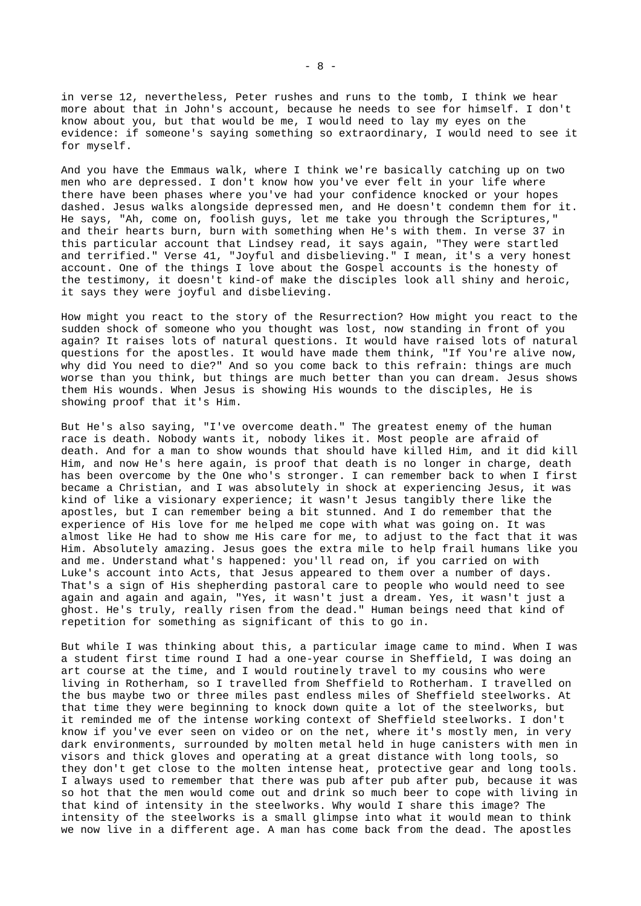in verse 12, nevertheless, Peter rushes and runs to the tomb, I think we hear more about that in John's account, because he needs to see for himself. I don't know about you, but that would be me, I would need to lay my eyes on the evidence: if someone's saying something so extraordinary, I would need to see it for myself.

And you have the Emmaus walk, where I think we're basically catching up on two men who are depressed. I don't know how you've ever felt in your life where there have been phases where you've had your confidence knocked or your hopes dashed. Jesus walks alongside depressed men, and He doesn't condemn them for it. He says, "Ah, come on, foolish guys, let me take you through the Scriptures," and their hearts burn, burn with something when He's with them. In verse 37 in this particular account that Lindsey read, it says again, "They were startled and terrified." Verse 41, "Joyful and disbelieving." I mean, it's a very honest account. One of the things I love about the Gospel accounts is the honesty of the testimony, it doesn't kind-of make the disciples look all shiny and heroic, it says they were joyful and disbelieving.

How might you react to the story of the Resurrection? How might you react to the sudden shock of someone who you thought was lost, now standing in front of you again? It raises lots of natural questions. It would have raised lots of natural questions for the apostles. It would have made them think, "If You're alive now, why did You need to die?" And so you come back to this refrain: things are much worse than you think, but things are much better than you can dream. Jesus shows them His wounds. When Jesus is showing His wounds to the disciples, He is showing proof that it's Him.

But He's also saying, "I've overcome death." The greatest enemy of the human race is death. Nobody wants it, nobody likes it. Most people are afraid of death. And for a man to show wounds that should have killed Him, and it did kill Him, and now He's here again, is proof that death is no longer in charge, death has been overcome by the One who's stronger. I can remember back to when I first became a Christian, and I was absolutely in shock at experiencing Jesus, it was kind of like a visionary experience; it wasn't Jesus tangibly there like the apostles, but I can remember being a bit stunned. And I do remember that the experience of His love for me helped me cope with what was going on. It was almost like He had to show me His care for me, to adjust to the fact that it was Him. Absolutely amazing. Jesus goes the extra mile to help frail humans like you and me. Understand what's happened: you'll read on, if you carried on with Luke's account into Acts, that Jesus appeared to them over a number of days. That's a sign of His shepherding pastoral care to people who would need to see again and again and again, "Yes, it wasn't just a dream. Yes, it wasn't just a ghost. He's truly, really risen from the dead." Human beings need that kind of repetition for something as significant of this to go in.

But while I was thinking about this, a particular image came to mind. When I was a student first time round I had a one-year course in Sheffield, I was doing an art course at the time, and I would routinely travel to my cousins who were living in Rotherham, so I travelled from Sheffield to Rotherham. I travelled on the bus maybe two or three miles past endless miles of Sheffield steelworks. At that time they were beginning to knock down quite a lot of the steelworks, but it reminded me of the intense working context of Sheffield steelworks. I don't know if you've ever seen on video or on the net, where it's mostly men, in very dark environments, surrounded by molten metal held in huge canisters with men in visors and thick gloves and operating at a great distance with long tools, so they don't get close to the molten intense heat, protective gear and long tools. I always used to remember that there was pub after pub after pub, because it was so hot that the men would come out and drink so much beer to cope with living in that kind of intensity in the steelworks. Why would I share this image? The intensity of the steelworks is a small glimpse into what it would mean to think we now live in a different age. A man has come back from the dead. The apostles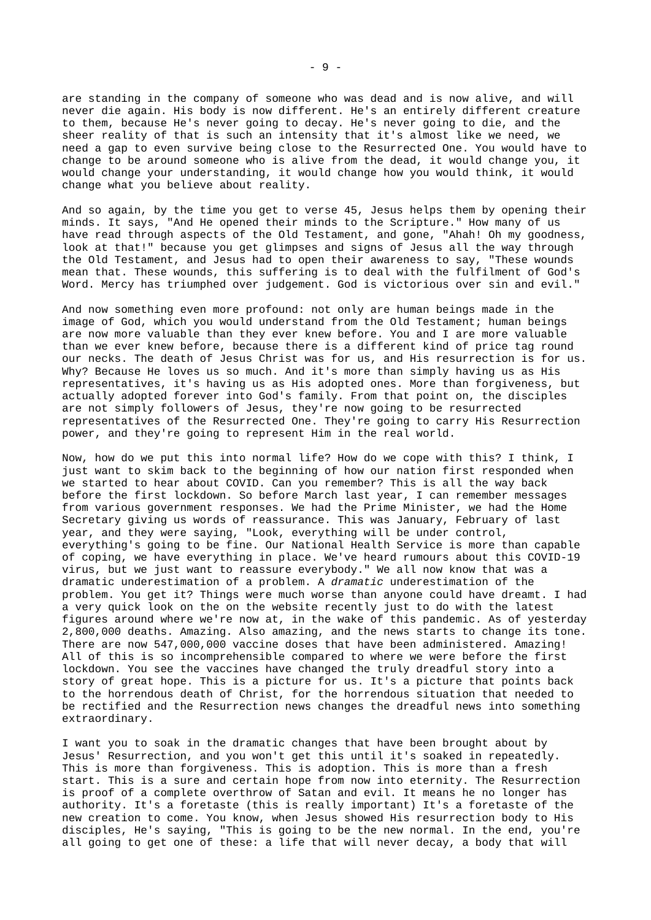are standing in the company of someone who was dead and is now alive, and will never die again. His body is now different. He's an entirely different creature to them, because He's never going to decay. He's never going to die, and the sheer reality of that is such an intensity that it's almost like we need, we need a gap to even survive being close to the Resurrected One. You would have to change to be around someone who is alive from the dead, it would change you, it would change your understanding, it would change how you would think, it would change what you believe about reality.

And so again, by the time you get to verse 45, Jesus helps them by opening their minds. It says, "And He opened their minds to the Scripture." How many of us have read through aspects of the Old Testament, and gone, "Ahah! Oh my goodness, look at that!" because you get glimpses and signs of Jesus all the way through the Old Testament, and Jesus had to open their awareness to say, "These wounds mean that. These wounds, this suffering is to deal with the fulfilment of God's Word. Mercy has triumphed over judgement. God is victorious over sin and evil."

And now something even more profound: not only are human beings made in the image of God, which you would understand from the Old Testament; human beings are now more valuable than they ever knew before. You and I are more valuable than we ever knew before, because there is a different kind of price tag round our necks. The death of Jesus Christ was for us, and His resurrection is for us. Why? Because He loves us so much. And it's more than simply having us as His representatives, it's having us as His adopted ones. More than forgiveness, but actually adopted forever into God's family. From that point on, the disciples are not simply followers of Jesus, they're now going to be resurrected representatives of the Resurrected One. They're going to carry His Resurrection power, and they're going to represent Him in the real world.

Now, how do we put this into normal life? How do we cope with this? I think, I just want to skim back to the beginning of how our nation first responded when we started to hear about COVID. Can you remember? This is all the way back before the first lockdown. So before March last year, I can remember messages from various government responses. We had the Prime Minister, we had the Home Secretary giving us words of reassurance. This was January, February of last year, and they were saying, "Look, everything will be under control, everything's going to be fine. Our National Health Service is more than capable of coping, we have everything in place. We've heard rumours about this COVID-19 virus, but we just want to reassure everybody." We all now know that was a dramatic underestimation of a problem. A *dramatic* underestimation of the problem. You get it? Things were much worse than anyone could have dreamt. I had a very quick look on the on the website recently just to do with the latest figures around where we're now at, in the wake of this pandemic. As of yesterday 2,800,000 deaths. Amazing. Also amazing, and the news starts to change its tone. There are now 547,000,000 vaccine doses that have been administered. Amazing! All of this is so incomprehensible compared to where we were before the first lockdown. You see the vaccines have changed the truly dreadful story into a story of great hope. This is a picture for us. It's a picture that points back to the horrendous death of Christ, for the horrendous situation that needed to be rectified and the Resurrection news changes the dreadful news into something extraordinary.

I want you to soak in the dramatic changes that have been brought about by Jesus' Resurrection, and you won't get this until it's soaked in repeatedly. This is more than forgiveness. This is adoption. This is more than a fresh start. This is a sure and certain hope from now into eternity. The Resurrection is proof of a complete overthrow of Satan and evil. It means he no longer has authority. It's a foretaste (this is really important) It's a foretaste of the new creation to come. You know, when Jesus showed His resurrection body to His disciples, He's saying, "This is going to be the new normal. In the end, you're all going to get one of these: a life that will never decay, a body that will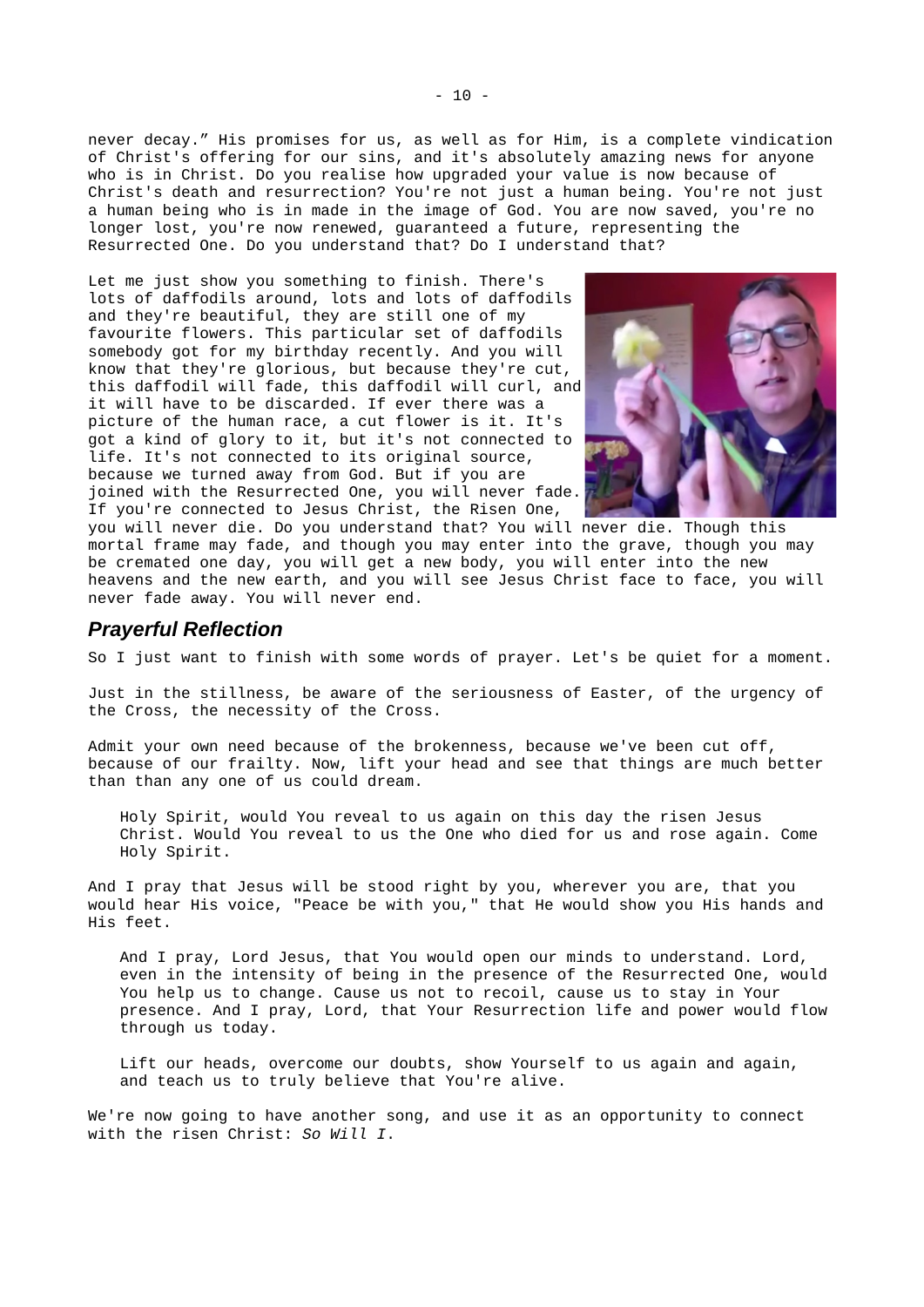never decay." His promises for us, as well as for Him, is a complete vindication of Christ's offering for our sins, and it's absolutely amazing news for anyone who is in Christ. Do you realise how upgraded your value is now because of Christ's death and resurrection? You're not just a human being. You're not just a human being who is in made in the image of God. You are now saved, you're no longer lost, you're now renewed, guaranteed a future, representing the Resurrected One. Do you understand that? Do I understand that?

Let me just show you something to finish. There's lots of daffodils around, lots and lots of daffodils and they're beautiful, they are still one of my favourite flowers. This particular set of daffodils somebody got for my birthday recently. And you will know that they're glorious, but because they're cut, this daffodil will fade, this daffodil will curl, and it will have to be discarded. If ever there was a picture of the human race, a cut flower is it. It's got a kind of glory to it, but it's not connected to life. It's not connected to its original source, because we turned away from God. But if you are joined with the Resurrected One, you will never fade. If you're connected to Jesus Christ, the Risen One, you will never die. Do you understand that? You will never die. Though this mortal frame may fade, and though you may enter into the grave, though you may be cremated one day, you will get a new body, you will enter into the new heavens and the new earth, and you will see Jesus Christ face to face, you will never fade away. You will never end.

## *Prayerful Reflection*

So I just want to finish with some words of prayer. Let's be quiet for a moment.

Just in the stillness, be aware of the seriousness of Easter, of the urgency of the Cross, the necessity of the Cross.

Admit your own need because of the brokenness, because we've been cut off, because of our frailty. Now, lift your head and see that things are much better than than any one of us could dream.

> Holy Spirit, would You reveal to us again on this day the risen Jesus Christ. Would You reveal to us the One who died for us and rose again. Come Holy Spirit.

And I pray that Jesus will be stood right by you, wherever you are, that you would hear His voice, "Peace be with you," that He would show you His hands and His feet.

> And I pray, Lord Jesus, that You would open our minds to understand. Lord, even in the intensity of being in the presence of the Resurrected One, would You help us to change. Cause us not to recoil, cause us to stay in Your presence. And I pray, Lord, that Your Resurrection life and power would flow through us today.
>
> Lift our heads, overcome our doubts, show Yourself to us again and again, and teach us to truly believe that You're alive.

We're now going to have another song, and use it as an opportunity to connect with the risen Christ: *So Will I*.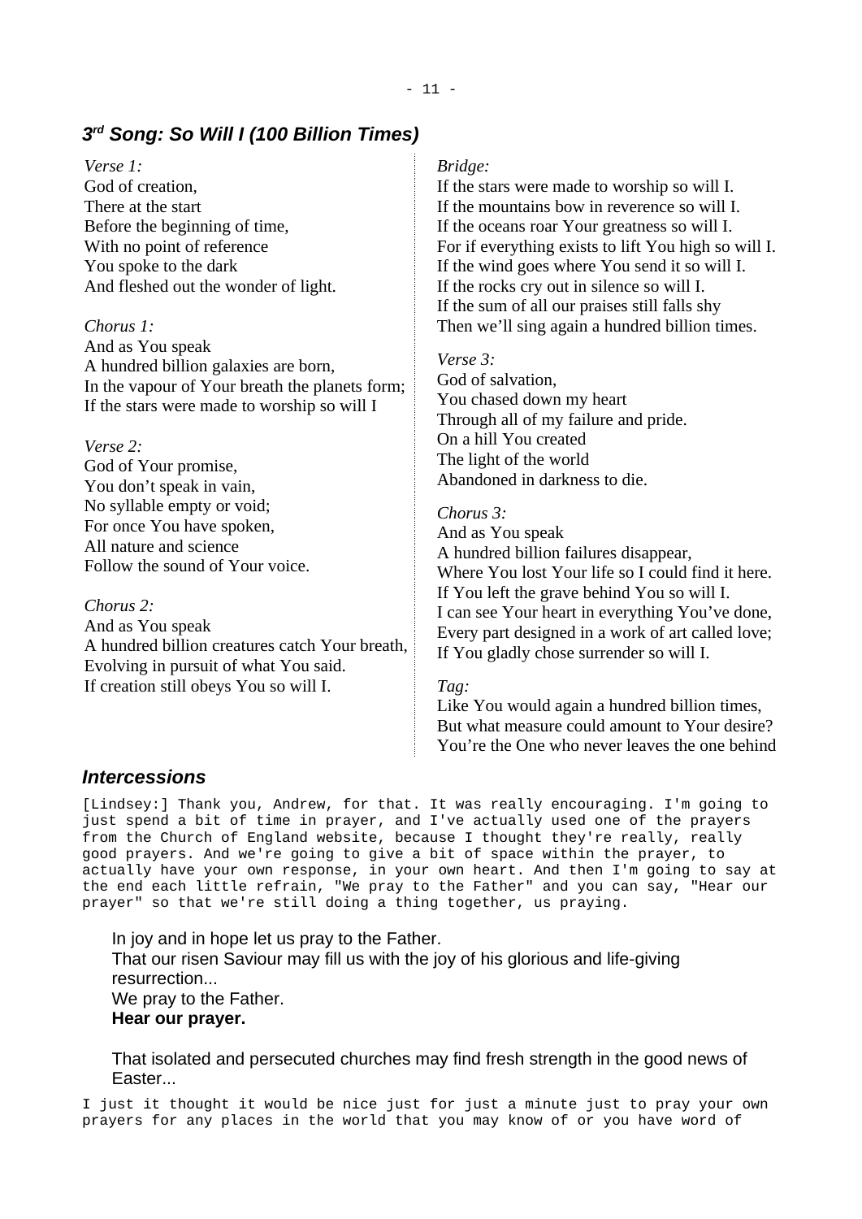### 3rd Song: So Will I (100 Billion Times)

*Verse 1:*
God of creation,
There at the start
Before the beginning of time,
With no point of reference
You spoke to the dark
And fleshed out the wonder of light.

*Chorus 1:*
And as You speak
A hundred billion galaxies are born,
In the vapour of Your breath the planets form;
If the stars were made to worship so will I

*Verse 2:*
God of Your promise,
You don't speak in vain,
No syllable empty or void;
For once You have spoken,
All nature and science
Follow the sound of Your voice.

*Chorus 2:*
And as You speak
A hundred billion creatures catch Your breath,
Evolving in pursuit of what You said.
If creation still obeys You so will I.

*Bridge:*
If the stars were made to worship so will I.
If the mountains bow in reverence so will I.
If the oceans roar Your greatness so will I.
For if everything exists to lift You high so will I.
If the wind goes where You send it so will I.
If the rocks cry out in silence so will I.
If the sum of all our praises still falls shy
Then we'll sing again a hundred billion times.

*Verse 3:*
God of salvation,
You chased down my heart
Through all of my failure and pride.
On a hill You created
The light of the world
Abandoned in darkness to die.

*Chorus 3:*
And as You speak
A hundred billion failures disappear,
Where You lost Your life so I could find it here.
If You left the grave behind You so will I.
I can see Your heart in everything You've done,
Every part designed in a work of art called love;
If You gladly chose surrender so will I.

*Tag:*
Like You would again a hundred billion times,
But what measure could amount to Your desire?
You're the One who never leaves the one behind

## Intercessions

[Lindsey:] Thank you, Andrew, for that. It was really encouraging. I'm going to just spend a bit of time in prayer, and I've actually used one of the prayers from the Church of England website, because I thought they're really, really good prayers. And we're going to give a bit of space within the prayer, to actually have your own response, in your own heart. And then I'm going to say at the end each little refrain, "We pray to the Father" and you can say, "Hear our prayer" so that we're still doing a thing together, us praying.

> In joy and in hope let us pray to the Father.
> That our risen Saviour may fill us with the joy of his glorious and life-giving resurrection...
> We pray to the Father.
> **Hear our prayer.**
>
> That isolated and persecuted churches may find fresh strength in the good news of Easter...

I just it thought it would be nice just for just a minute just to pray your own prayers for any places in the world that you may know of or you have word of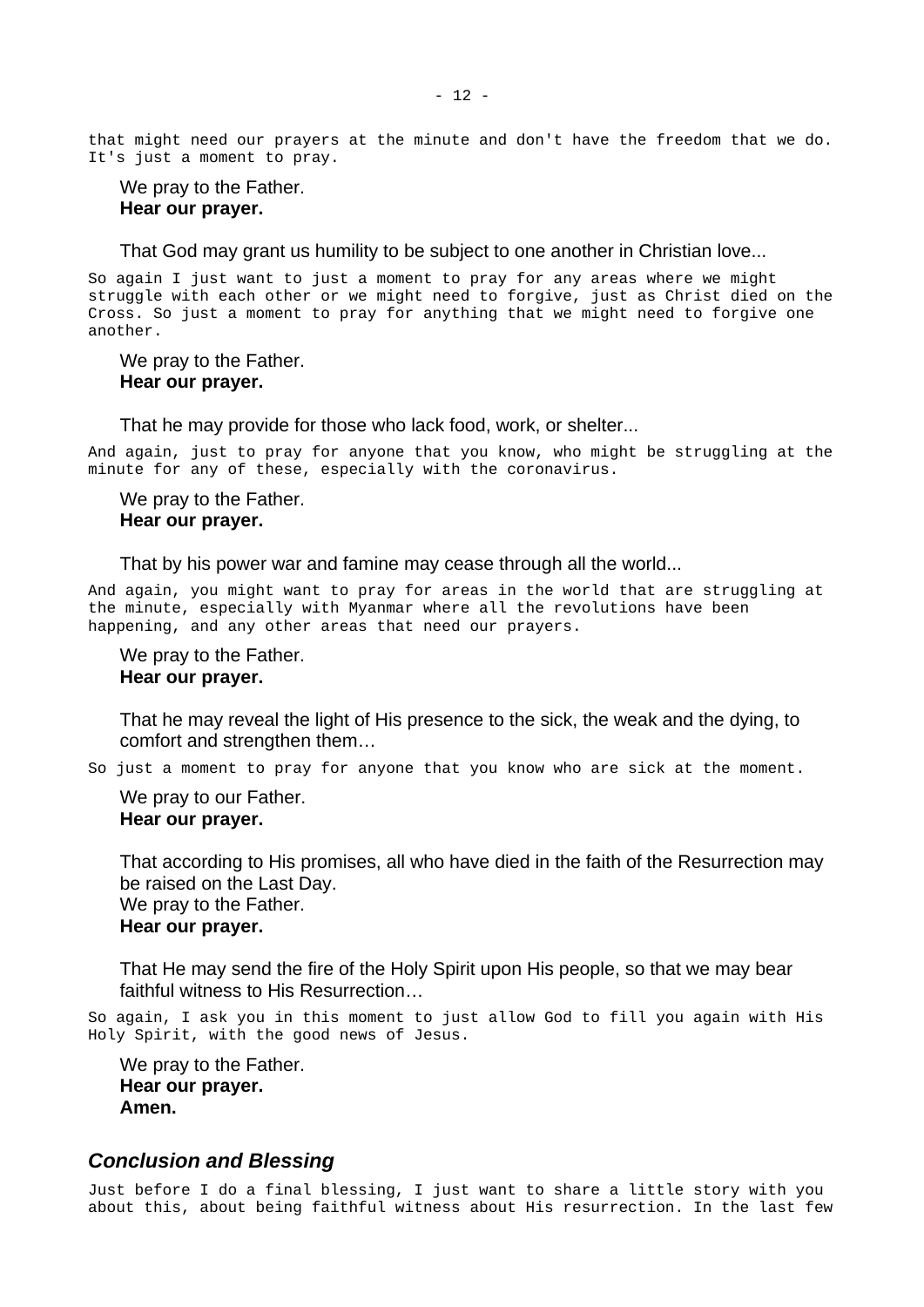that might need our prayers at the minute and don't have the freedom that we do. It's just a moment to pray.

> We pray to the Father.
> **Hear our prayer.**

> That God may grant us humility to be subject to one another in Christian love...

So again I just want to just a moment to pray for any areas where we might struggle with each other or we might need to forgive, just as Christ died on the Cross. So just a moment to pray for anything that we might need to forgive one another.

> We pray to the Father.
> **Hear our prayer.**

> That he may provide for those who lack food, work, or shelter...

And again, just to pray for anyone that you know, who might be struggling at the minute for any of these, especially with the coronavirus.

> We pray to the Father.
> **Hear our prayer.**

> That by his power war and famine may cease through all the world...

And again, you might want to pray for areas in the world that are struggling at the minute, especially with Myanmar where all the revolutions have been happening, and any other areas that need our prayers.

> We pray to the Father.
> **Hear our prayer.**

> That he may reveal the light of His presence to the sick, the weak and the dying, to comfort and strengthen them…

So just a moment to pray for anyone that you know who are sick at the moment.

> We pray to our Father.
> **Hear our prayer.**

> That according to His promises, all who have died in the faith of the Resurrection may be raised on the Last Day.
> We pray to the Father.
> **Hear our prayer.**

> That He may send the fire of the Holy Spirit upon His people, so that we may bear faithful witness to His Resurrection…

So again, I ask you in this moment to just allow God to fill you again with His Holy Spirit, with the good news of Jesus.

> We pray to the Father.
> **Hear our prayer.**
> **Amen.**

## *Conclusion and Blessing*

Just before I do a final blessing, I just want to share a little story with you about this, about being faithful witness about His resurrection. In the last few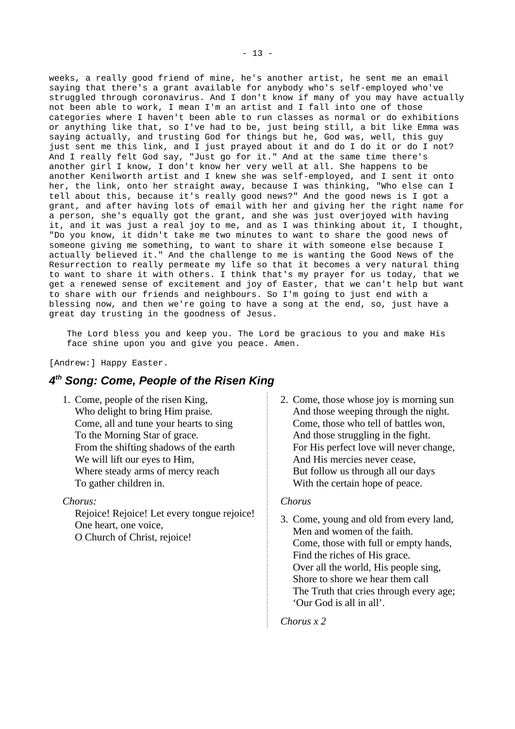weeks, a really good friend of mine, he's another artist, he sent me an email saying that there's a grant available for anybody who's self-employed who've struggled through coronavirus. And I don't know if many of you may have actually not been able to work, I mean I'm an artist and I fall into one of those categories where I haven't been able to run classes as normal or do exhibitions or anything like that, so I've had to be, just being still, a bit like Emma was saying actually, and trusting God for things but he, God was, well, this guy just sent me this link, and I just prayed about it and do I do it or do I not? And I really felt God say, "Just go for it." And at the same time there's another girl I know, I don't know her very well at all. She happens to be another Kenilworth artist and I knew she was self-employed, and I sent it onto her, the link, onto her straight away, because I was thinking, "Who else can I tell about this, because it's really good news?" And the good news is I got a grant, and after having lots of email with her and giving her the right name for a person, she's equally got the grant, and she was just overjoyed with having it, and it was just a real joy to me, and as I was thinking about it, I thought, "Do you know, it didn't take me two minutes to want to share the good news of someone giving me something, to want to share it with someone else because I actually believed it." And the challenge to me is wanting the Good News of the Resurrection to really permeate my life so that it becomes a very natural thing to want to share it with others. I think that's my prayer for us today, that we get a renewed sense of excitement and joy of Easter, that we can't help but want to share with our friends and neighbours. So I'm going to just end with a blessing now, and then we're going to have a song at the end, so, just have a great day trusting in the goodness of Jesus.

> The Lord bless you and keep you. The Lord be gracious to you and make His face shine upon you and give you peace. Amen.

[Andrew:] Happy Easter.

## 4th Song: Come, People of the Risen King

1. Come, people of the risen King,
   Who delight to bring Him praise.
   Come, all and tune your hearts to sing
   To the Morning Star of grace.
   From the shifting shadows of the earth
   We will lift our eyes to Him,
   Where steady arms of mercy reach
   To gather children in.

*Chorus:*
Rejoice! Rejoice! Let every tongue rejoice!
One heart, one voice,
O Church of Christ, rejoice!

2. Come, those whose joy is morning sun
   And those weeping through the night.
   Come, those who tell of battles won,
   And those struggling in the fight.
   For His perfect love will never change,
   And His mercies never cease,
   But follow us through all our days
   With the certain hope of peace.

*Chorus*

3. Come, young and old from every land,
   Men and women of the faith.
   Come, those with full or empty hands,
   Find the riches of His grace.
   Over all the world, His people sing,
   Shore to shore we hear them call
   The Truth that cries through every age;
   'Our God is all in all'.

*Chorus x 2*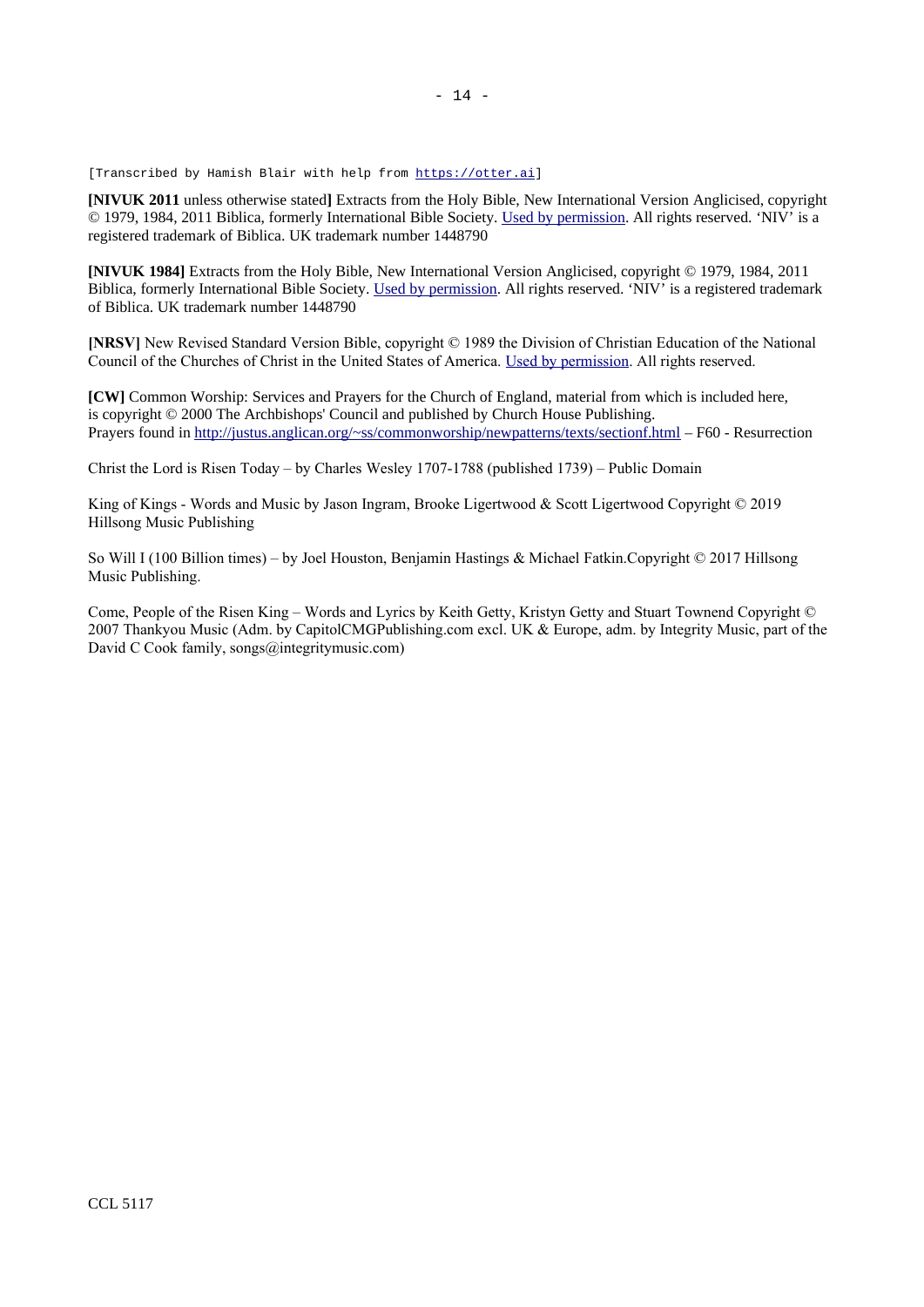[Transcribed by Hamish Blair with help from https://otter.ai]

**[NIVUK 2011** unless otherwise stated**]** Extracts from the Holy Bible, New International Version Anglicised, copyright © 1979, 1984, 2011 Biblica, formerly International Bible Society. Used by permission. All rights reserved. 'NIV' is a registered trademark of Biblica. UK trademark number 1448790

**[NIVUK 1984]** Extracts from the Holy Bible, New International Version Anglicised, copyright © 1979, 1984, 2011 Biblica, formerly International Bible Society. Used by permission. All rights reserved. 'NIV' is a registered trademark of Biblica. UK trademark number 1448790

**[NRSV]** New Revised Standard Version Bible, copyright © 1989 the Division of Christian Education of the National Council of the Churches of Christ in the United States of America. Used by permission. All rights reserved.

**[CW]** Common Worship: Services and Prayers for the Church of England, material from which is included here, is copyright © 2000 The Archbishops' Council and published by Church House Publishing.
Prayers found in http://justus.anglican.org/~ss/commonworship/newpatterns/texts/sectionf.html – F60 - Resurrection

Christ the Lord is Risen Today – by Charles Wesley 1707-1788 (published 1739) – Public Domain

King of Kings - Words and Music by Jason Ingram, Brooke Ligertwood & Scott Ligertwood Copyright © 2019 Hillsong Music Publishing

So Will I (100 Billion times) – by Joel Houston, Benjamin Hastings & Michael Fatkin.Copyright © 2017 Hillsong Music Publishing.

Come, People of the Risen King – Words and Lyrics by Keith Getty, Kristyn Getty and Stuart Townend Copyright © 2007 Thankyou Music (Adm. by CapitolCMGPublishing.com excl. UK & Europe, adm. by Integrity Music, part of the David C Cook family, songs@integritymusic.com)

CCL 5117